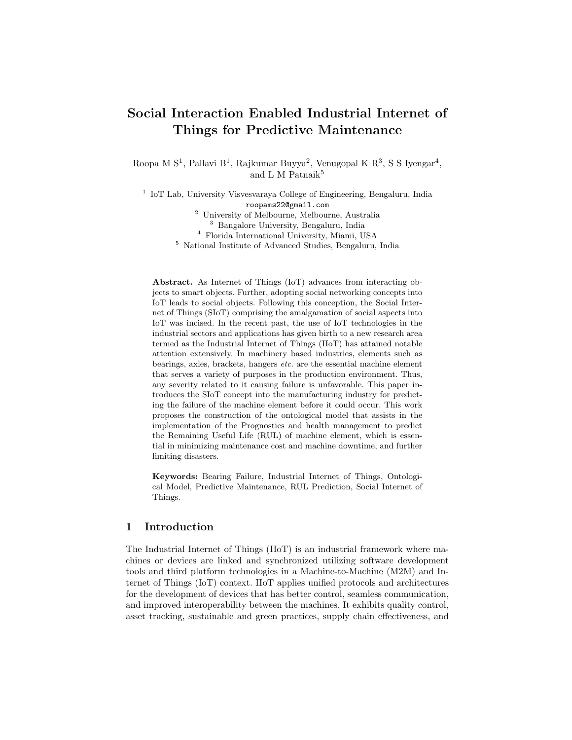# Social Interaction Enabled Industrial Internet of Things for Predictive Maintenance

Roopa M S[1], Pallavi B[1], Rajkumar Buyya[2], Venugopal K R[3], S S Iyengar[4], and L M Patnaik[5]

[1] IoT Lab, University Visvesvaraya College of Engineering, Bengaluru, India
roopams22@gmail.com
[2] University of Melbourne, Melbourne, Australia
[3] Bangalore University, Bengaluru, India
[4] Florida International University, Miami, USA
[5] National Institute of Advanced Studies, Bengaluru, India

**Abstract.** As Internet of Things (IoT) advances from interacting objects to smart objects. Further, adopting social networking concepts into IoT leads to social objects. Following this conception, the Social Internet of Things (SIoT) comprising the amalgamation of social aspects into IoT was incised. In the recent past, the use of IoT technologies in the industrial sectors and applications has given birth to a new research area termed as the Industrial Internet of Things (IIoT) has attained notable attention extensively. In machinery based industries, elements such as bearings, axles, brackets, hangers *etc.* are the essential machine element that serves a variety of purposes in the production environment. Thus, any severity related to it causing failure is unfavorable. This paper introduces the SIoT concept into the manufacturing industry for predicting the failure of the machine element before it could occur. This work proposes the construction of the ontological model that assists in the implementation of the Prognostics and health management to predict the Remaining Useful Life (RUL) of machine element, which is essential in minimizing maintenance cost and machine downtime, and further limiting disasters.

**Keywords:** Bearing Failure, Industrial Internet of Things, Ontological Model, Predictive Maintenance, RUL Prediction, Social Internet of Things.

## 1 Introduction

The Industrial Internet of Things (IIoT) is an industrial framework where machines or devices are linked and synchronized utilizing software development tools and third platform technologies in a Machine-to-Machine (M2M) and Internet of Things (IoT) context. IIoT applies unified protocols and architectures for the development of devices that has better control, seamless communication, and improved interoperability between the machines. It exhibits quality control, asset tracking, sustainable and green practices, supply chain effectiveness, and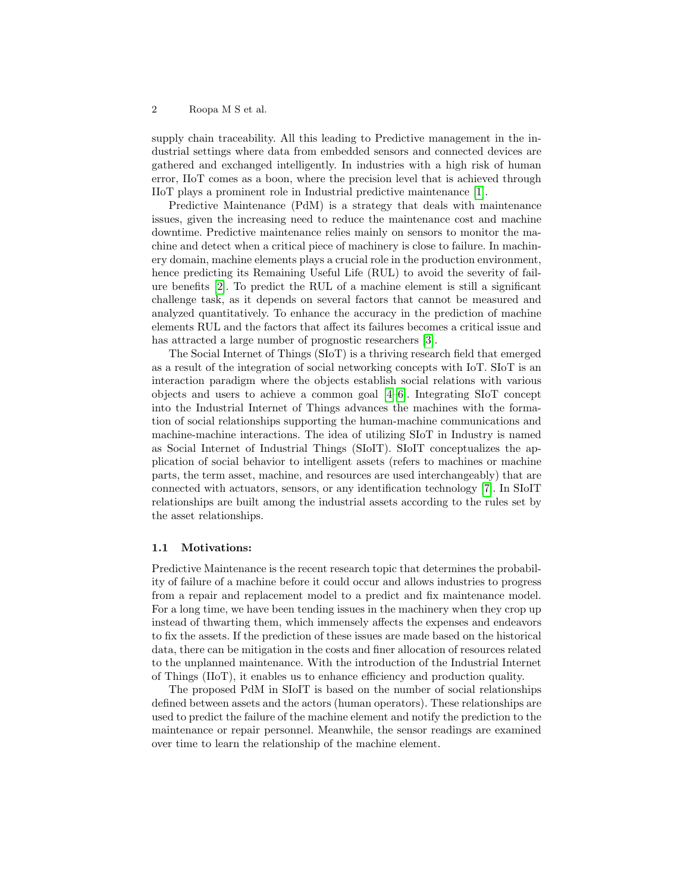supply chain traceability. All this leading to Predictive management in the industrial settings where data from embedded sensors and connected devices are gathered and exchanged intelligently. In industries with a high risk of human error, IIoT comes as a boon, where the precision level that is achieved through IIoT plays a prominent role in Industrial predictive maintenance [1].

Predictive Maintenance (PdM) is a strategy that deals with maintenance issues, given the increasing need to reduce the maintenance cost and machine downtime. Predictive maintenance relies mainly on sensors to monitor the machine and detect when a critical piece of machinery is close to failure. In machinery domain, machine elements plays a crucial role in the production environment, hence predicting its Remaining Useful Life (RUL) to avoid the severity of failure benefits [2]. To predict the RUL of a machine element is still a significant challenge task, as it depends on several factors that cannot be measured and analyzed quantitatively. To enhance the accuracy in the prediction of machine elements RUL and the factors that affect its failures becomes a critical issue and has attracted a large number of prognostic researchers [3].

The Social Internet of Things (SIoT) is a thriving research field that emerged as a result of the integration of social networking concepts with IoT. SIoT is an interaction paradigm where the objects establish social relations with various objects and users to achieve a common goal [4–6]. Integrating SIoT concept into the Industrial Internet of Things advances the machines with the formation of social relationships supporting the human-machine communications and machine-machine interactions. The idea of utilizing SIoT in Industry is named as Social Internet of Industrial Things (SIoIT). SIoIT conceptualizes the application of social behavior to intelligent assets (refers to machines or machine parts, the term asset, machine, and resources are used interchangeably) that are connected with actuators, sensors, or any identification technology [7]. In SIoIT relationships are built among the industrial assets according to the rules set by the asset relationships.

### 1.1 Motivations:

Predictive Maintenance is the recent research topic that determines the probability of failure of a machine before it could occur and allows industries to progress from a repair and replacement model to a predict and fix maintenance model. For a long time, we have been tending issues in the machinery when they crop up instead of thwarting them, which immensely affects the expenses and endeavors to fix the assets. If the prediction of these issues are made based on the historical data, there can be mitigation in the costs and finer allocation of resources related to the unplanned maintenance. With the introduction of the Industrial Internet of Things (IIoT), it enables us to enhance efficiency and production quality.

The proposed PdM in SIoIT is based on the number of social relationships defined between assets and the actors (human operators). These relationships are used to predict the failure of the machine element and notify the prediction to the maintenance or repair personnel. Meanwhile, the sensor readings are examined over time to learn the relationship of the machine element.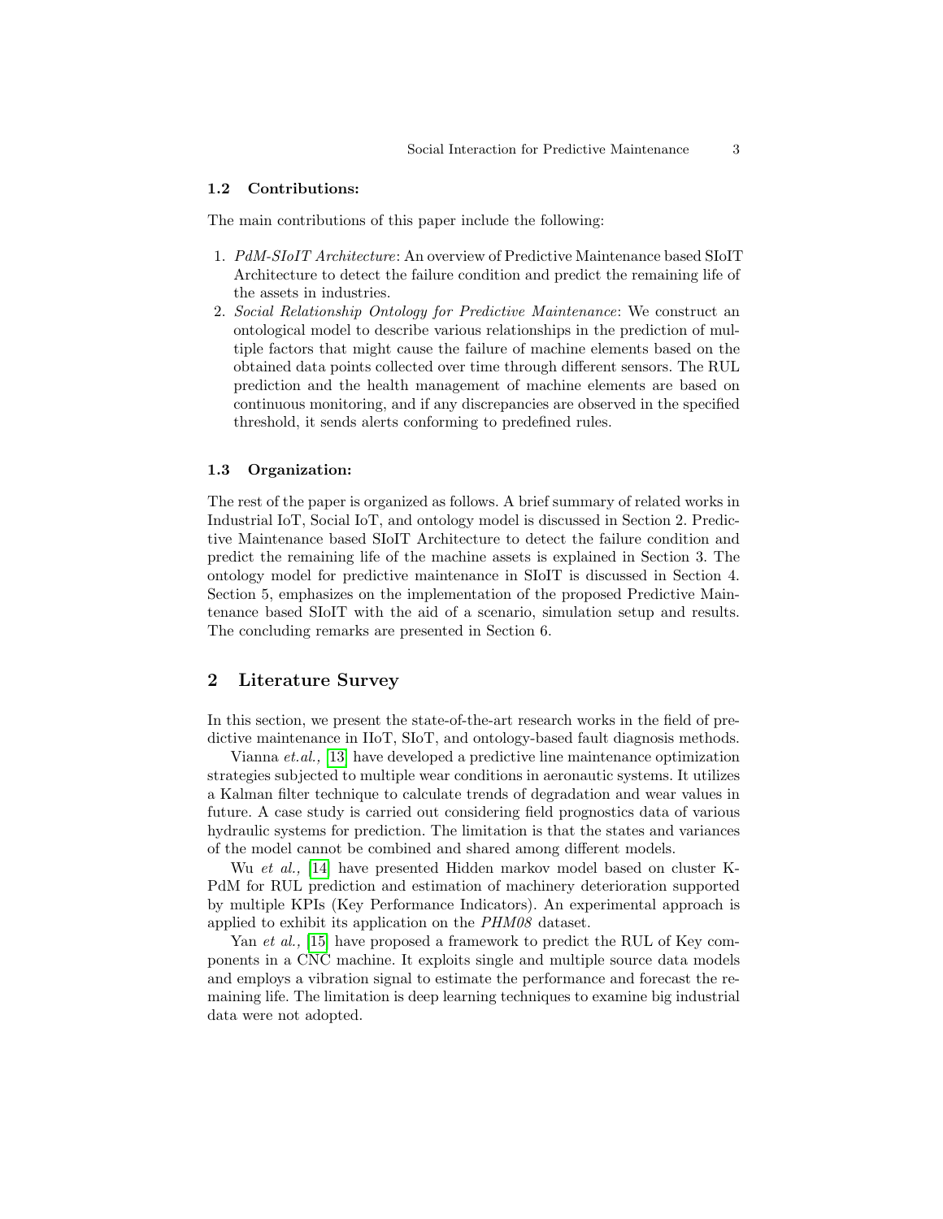### 1.2 Contributions:

The main contributions of this paper include the following:

1. *PdM-SIoIT Architecture*: An overview of Predictive Maintenance based SIoIT Architecture to detect the failure condition and predict the remaining life of the assets in industries.
2. *Social Relationship Ontology for Predictive Maintenance*: We construct an ontological model to describe various relationships in the prediction of multiple factors that might cause the failure of machine elements based on the obtained data points collected over time through different sensors. The RUL prediction and the health management of machine elements are based on continuous monitoring, and if any discrepancies are observed in the specified threshold, it sends alerts conforming to predefined rules.

### 1.3 Organization:

The rest of the paper is organized as follows. A brief summary of related works in Industrial IoT, Social IoT, and ontology model is discussed in Section 2. Predictive Maintenance based SIoIT Architecture to detect the failure condition and predict the remaining life of the machine assets is explained in Section 3. The ontology model for predictive maintenance in SIoIT is discussed in Section 4. Section 5, emphasizes on the implementation of the proposed Predictive Maintenance based SIoIT with the aid of a scenario, simulation setup and results. The concluding remarks are presented in Section 6.

## 2 Literature Survey

In this section, we present the state-of-the-art research works in the field of predictive maintenance in IIoT, SIoT, and ontology-based fault diagnosis methods.

Vianna *et.al.,* [13] have developed a predictive line maintenance optimization strategies subjected to multiple wear conditions in aeronautic systems. It utilizes a Kalman filter technique to calculate trends of degradation and wear values in future. A case study is carried out considering field prognostics data of various hydraulic systems for prediction. The limitation is that the states and variances of the model cannot be combined and shared among different models.

Wu *et al.,* [14] have presented Hidden markov model based on cluster K-PdM for RUL prediction and estimation of machinery deterioration supported by multiple KPIs (Key Performance Indicators). An experimental approach is applied to exhibit its application on the *PHM08* dataset.

Yan *et al.,* [15] have proposed a framework to predict the RUL of Key components in a CNC machine. It exploits single and multiple source data models and employs a vibration signal to estimate the performance and forecast the remaining life. The limitation is deep learning techniques to examine big industrial data were not adopted.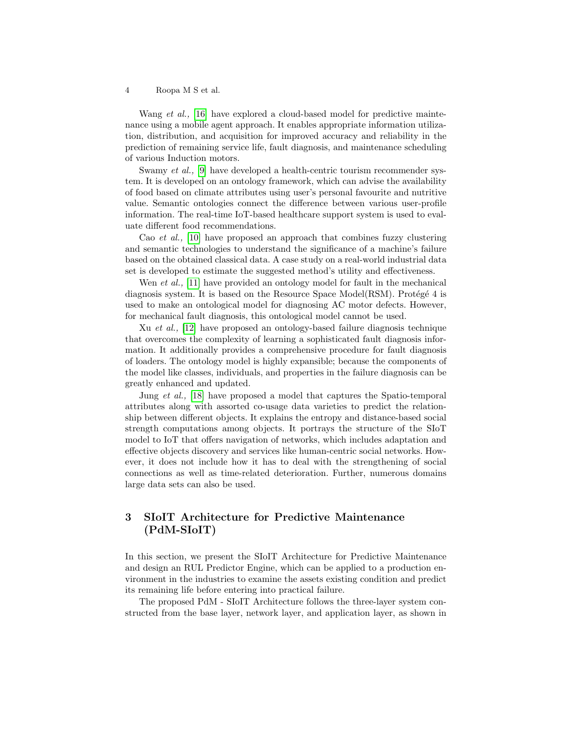Wang *et al.,* [16] have explored a cloud-based model for predictive maintenance using a mobile agent approach. It enables appropriate information utilization, distribution, and acquisition for improved accuracy and reliability in the prediction of remaining service life, fault diagnosis, and maintenance scheduling of various Induction motors.

Swamy *et al.,* [9] have developed a health-centric tourism recommender system. It is developed on an ontology framework, which can advise the availability of food based on climate attributes using user's personal favourite and nutritive value. Semantic ontologies connect the difference between various user-profile information. The real-time IoT-based healthcare support system is used to evaluate different food recommendations.

Cao *et al.,* [10] have proposed an approach that combines fuzzy clustering and semantic technologies to understand the significance of a machine's failure based on the obtained classical data. A case study on a real-world industrial data set is developed to estimate the suggested method's utility and effectiveness.

Wen *et al.,* [11] have provided an ontology model for fault in the mechanical diagnosis system. It is based on the Resource Space Model(RSM). Protégé 4 is used to make an ontological model for diagnosing AC motor defects. However, for mechanical fault diagnosis, this ontological model cannot be used.

Xu *et al.,* [12] have proposed an ontology-based failure diagnosis technique that overcomes the complexity of learning a sophisticated fault diagnosis information. It additionally provides a comprehensive procedure for fault diagnosis of loaders. The ontology model is highly expansible; because the components of the model like classes, individuals, and properties in the failure diagnosis can be greatly enhanced and updated.

Jung *et al.,* [18] have proposed a model that captures the Spatio-temporal attributes along with assorted co-usage data varieties to predict the relationship between different objects. It explains the entropy and distance-based social strength computations among objects. It portrays the structure of the SIoT model to IoT that offers navigation of networks, which includes adaptation and effective objects discovery and services like human-centric social networks. However, it does not include how it has to deal with the strengthening of social connections as well as time-related deterioration. Further, numerous domains large data sets can also be used.

## 3 SIoIT Architecture for Predictive Maintenance (PdM-SIoIT)

In this section, we present the SIoIT Architecture for Predictive Maintenance and design an RUL Predictor Engine, which can be applied to a production environment in the industries to examine the assets existing condition and predict its remaining life before entering into practical failure.

The proposed PdM - SIoIT Architecture follows the three-layer system constructed from the base layer, network layer, and application layer, as shown in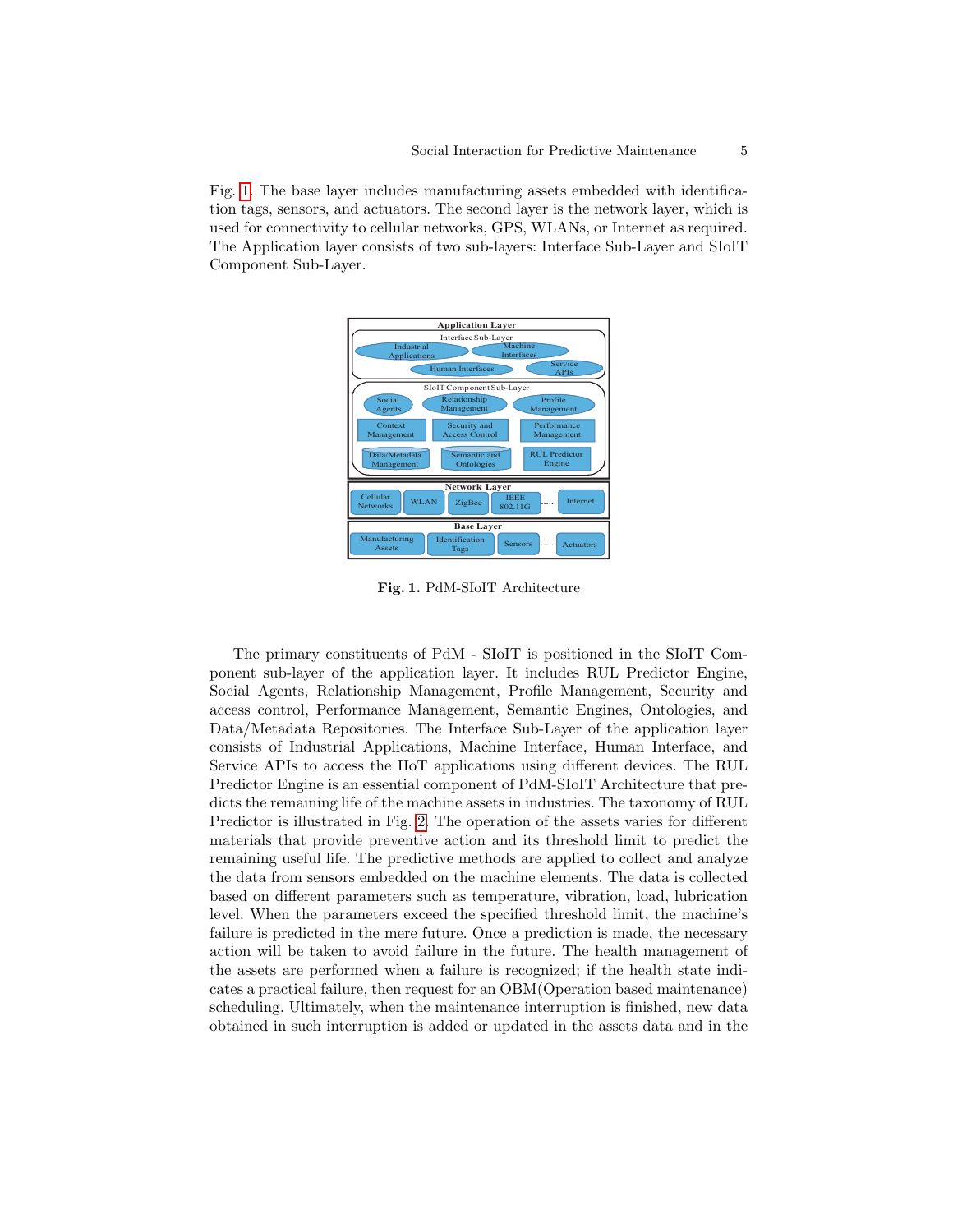Fig. 1. The base layer includes manufacturing assets embedded with identification tags, sensors, and actuators. The second layer is the network layer, which is used for connectivity to cellular networks, GPS, WLANs, or Internet as required. The Application layer consists of two sub-layers: Interface Sub-Layer and SIoIT Component Sub-Layer.

**Fig. 1.** PdM-SIoIT Architecture

The primary constituents of PdM - SIoIT is positioned in the SIoIT Component sub-layer of the application layer. It includes RUL Predictor Engine, Social Agents, Relationship Management, Profile Management, Security and access control, Performance Management, Semantic Engines, Ontologies, and Data/Metadata Repositories. The Interface Sub-Layer of the application layer consists of Industrial Applications, Machine Interface, Human Interface, and Service APIs to access the IIoT applications using different devices. The RUL Predictor Engine is an essential component of PdM-SIoIT Architecture that predicts the remaining life of the machine assets in industries. The taxonomy of RUL Predictor is illustrated in Fig. 2. The operation of the assets varies for different materials that provide preventive action and its threshold limit to predict the remaining useful life. The predictive methods are applied to collect and analyze the data from sensors embedded on the machine elements. The data is collected based on different parameters such as temperature, vibration, load, lubrication level. When the parameters exceed the specified threshold limit, the machine's failure is predicted in the mere future. Once a prediction is made, the necessary action will be taken to avoid failure in the future. The health management of the assets are performed when a failure is recognized; if the health state indicates a practical failure, then request for an OBM(Operation based maintenance) scheduling. Ultimately, when the maintenance interruption is finished, new data obtained in such interruption is added or updated in the assets data and in the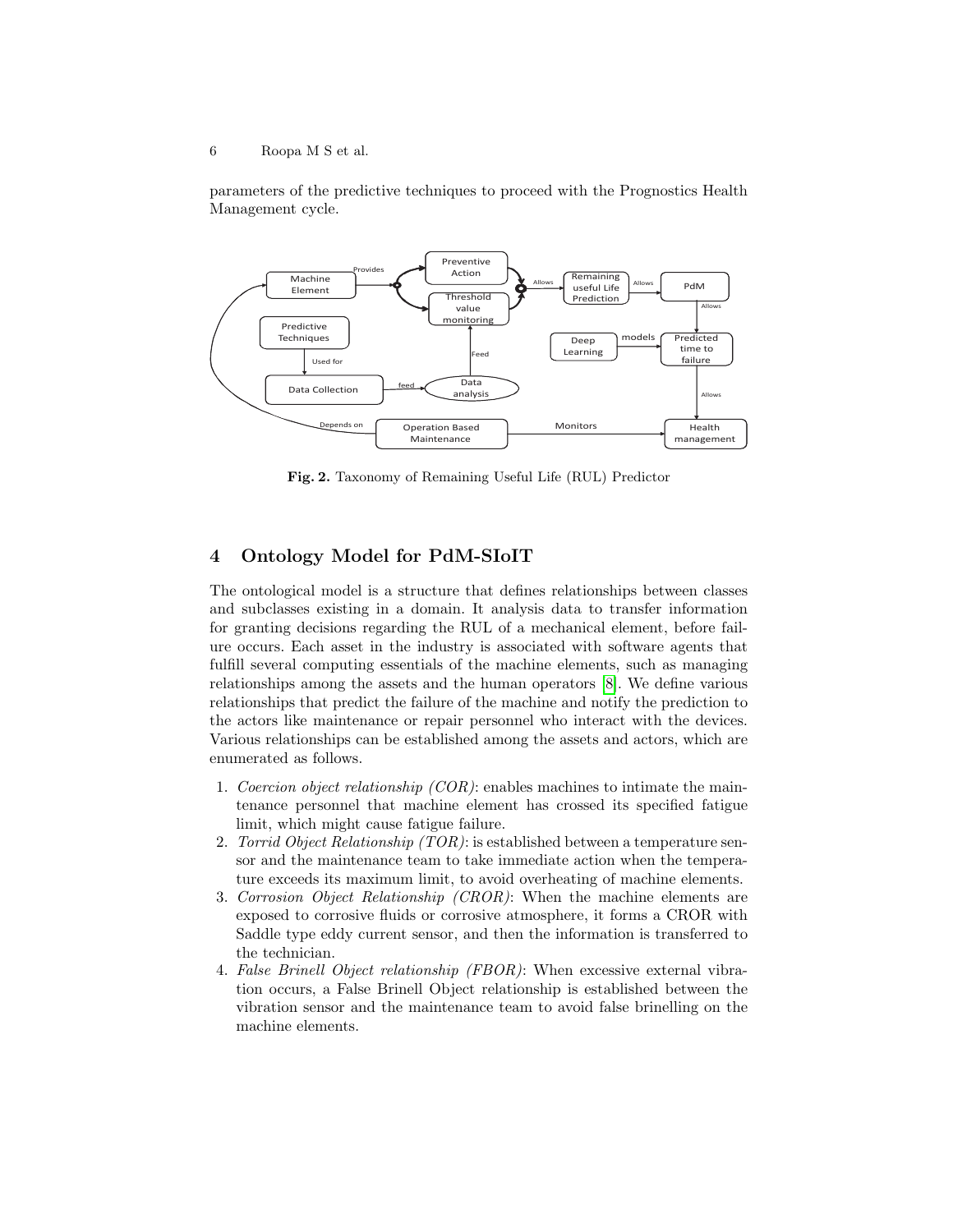parameters of the predictive techniques to proceed with the Prognostics Health Management cycle.

**Fig. 2.** Taxonomy of Remaining Useful Life (RUL) Predictor

## 4 Ontology Model for PdM-SIoIT

The ontological model is a structure that defines relationships between classes and subclasses existing in a domain. It analysis data to transfer information for granting decisions regarding the RUL of a mechanical element, before failure occurs. Each asset in the industry is associated with software agents that fulfill several computing essentials of the machine elements, such as managing relationships among the assets and the human operators [8]. We define various relationships that predict the failure of the machine and notify the prediction to the actors like maintenance or repair personnel who interact with the devices. Various relationships can be established among the assets and actors, which are enumerated as follows.

1. *Coercion object relationship (COR)*: enables machines to intimate the maintenance personnel that machine element has crossed its specified fatigue limit, which might cause fatigue failure.
2. *Torrid Object Relationship (TOR)*: is established between a temperature sensor and the maintenance team to take immediate action when the temperature exceeds its maximum limit, to avoid overheating of machine elements.
3. *Corrosion Object Relationship (CROR)*: When the machine elements are exposed to corrosive fluids or corrosive atmosphere, it forms a CROR with Saddle type eddy current sensor, and then the information is transferred to the technician.
4. *False Brinell Object relationship (FBOR)*: When excessive external vibration occurs, a False Brinell Object relationship is established between the vibration sensor and the maintenance team to avoid false brinelling on the machine elements.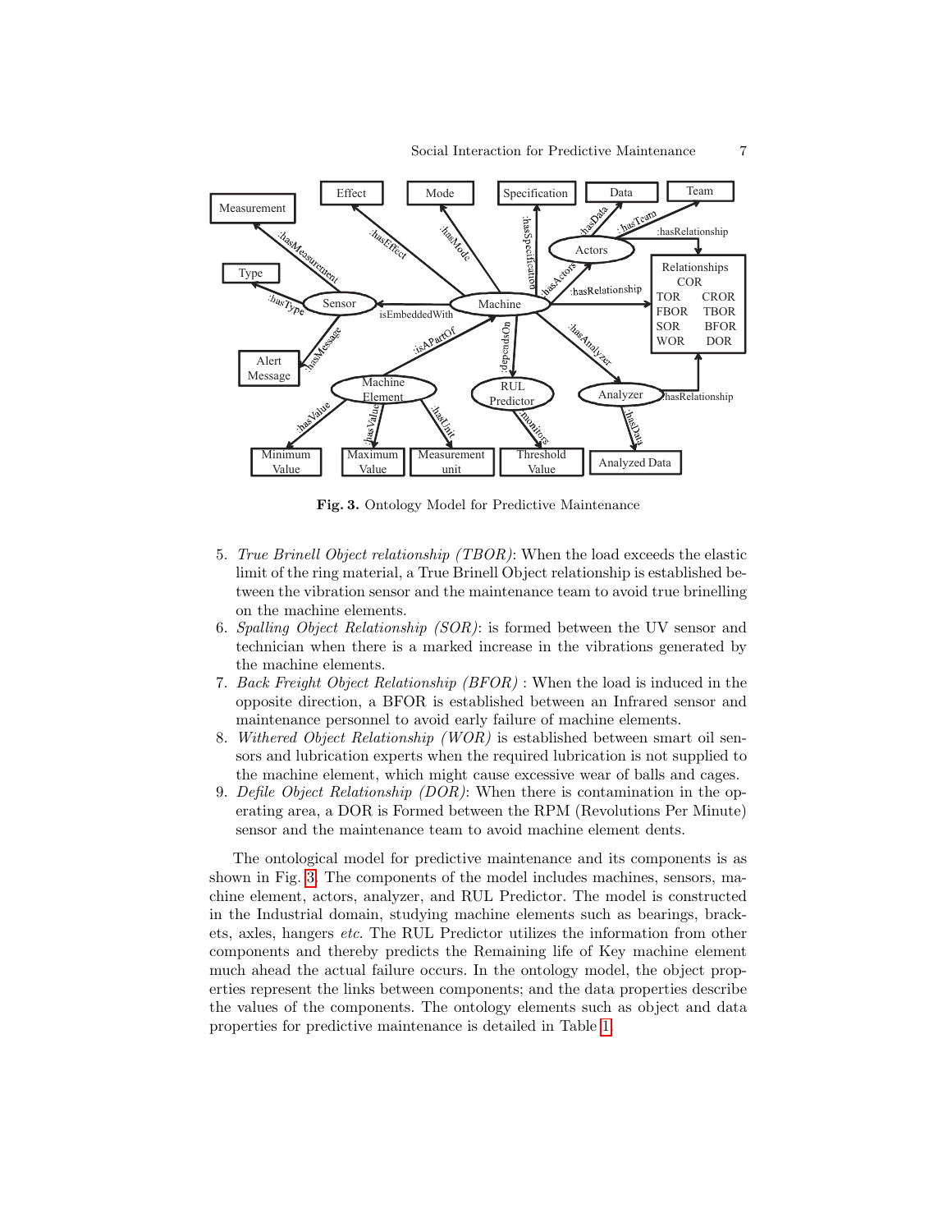Fig. 3. Ontology Model for Predictive Maintenance

5. *True Brinell Object relationship (TBOR)*: When the load exceeds the elastic limit of the ring material, a True Brinell Object relationship is established between the vibration sensor and the maintenance team to avoid true brinelling on the machine elements.
6. *Spalling Object Relationship (SOR)*: is formed between the UV sensor and technician when there is a marked increase in the vibrations generated by the machine elements.
7. *Back Freight Object Relationship (BFOR)* : When the load is induced in the opposite direction, a BFOR is established between an Infrared sensor and maintenance personnel to avoid early failure of machine elements.
8. *Withered Object Relationship (WOR)* is established between smart oil sensors and lubrication experts when the required lubrication is not supplied to the machine element, which might cause excessive wear of balls and cages.
9. *Defile Object Relationship (DOR)*: When there is contamination in the operating area, a DOR is Formed between the RPM (Revolutions Per Minute) sensor and the maintenance team to avoid machine element dents.

The ontological model for predictive maintenance and its components is as shown in Fig. 3. The components of the model includes machines, sensors, machine element, actors, analyzer, and RUL Predictor. The model is constructed in the Industrial domain, studying machine elements such as bearings, brackets, axles, hangers *etc.* The RUL Predictor utilizes the information from other components and thereby predicts the Remaining life of Key machine element much ahead the actual failure occurs. In the ontology model, the object properties represent the links between components; and the data properties describe the values of the components. The ontology elements such as object and data properties for predictive maintenance is detailed in Table 1.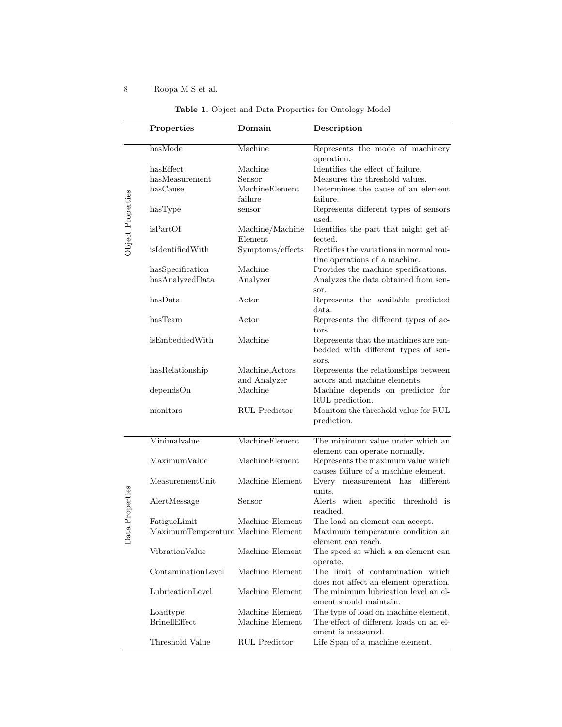**Table 1.** Object and Data Properties for Ontology Model

| | Properties | Domain | Description |
|---|---|---|---|
| Object Properties | hasMode | Machine | Represents the mode of machinery operation. |
| | hasEffect | Machine | Identifies the effect of failure. |
| | hasMeasurement | Sensor | Measures the threshold values. |
| | hasCause | MachineElement failure | Determines the cause of an element failure. |
| | hasType | sensor | Represents different types of sensors used. |
| | isPartOf | Machine/Machine Element | Identifies the part that might get affected. |
| | isIdentifiedWith | Symptoms/effects | Rectifies the variations in normal routine operations of a machine. |
| | hasSpecification | Machine | Provides the machine specifications. |
| | hasAnalyzedData | Analyzer | Analyzes the data obtained from sensor. |
| | hasData | Actor | Represents the available predicted data. |
| | hasTeam | Actor | Represents the different types of actors. |
| | isEmbeddedWith | Machine | Represents that the machines are embedded with different types of sensors. |
| | hasRelationship | Machine,Actors and Analyzer | Represents the relationships between actors and machine elements. |
| | dependsOn | Machine | Machine depends on predictor for RUL prediction. |
| | monitors | RUL Predictor | Monitors the threshold value for RUL prediction. |
| Data Properties | Minimalvalue | MachineElement | The minimum value under which an element can operate normally. |
| | MaximumValue | MachineElement | Represents the maximum value which causes failure of a machine element. |
| | MeasurementUnit | Machine Element | Every measurement has different units. |
| | AlertMessage | Sensor | Alerts when specific threshold is reached. |
| | FatigueLimit | Machine Element | The load an element can accept. |
| | MaximumTemperature | Machine Element | Maximum temperature condition an element can reach. |
| | VibrationValue | Machine Element | The speed at which a an element can operate. |
| | ContaminationLevel | Machine Element | The limit of contamination which does not affect an element operation. |
| | LubricationLevel | Machine Element | The minimum lubrication level an element should maintain. |
| | Loadtype | Machine Element | The type of load on machine element. |
| | BrinellEffect | Machine Element | The effect of different loads on an element is measured. |
| | Threshold Value | RUL Predictor | Life Span of a machine element. |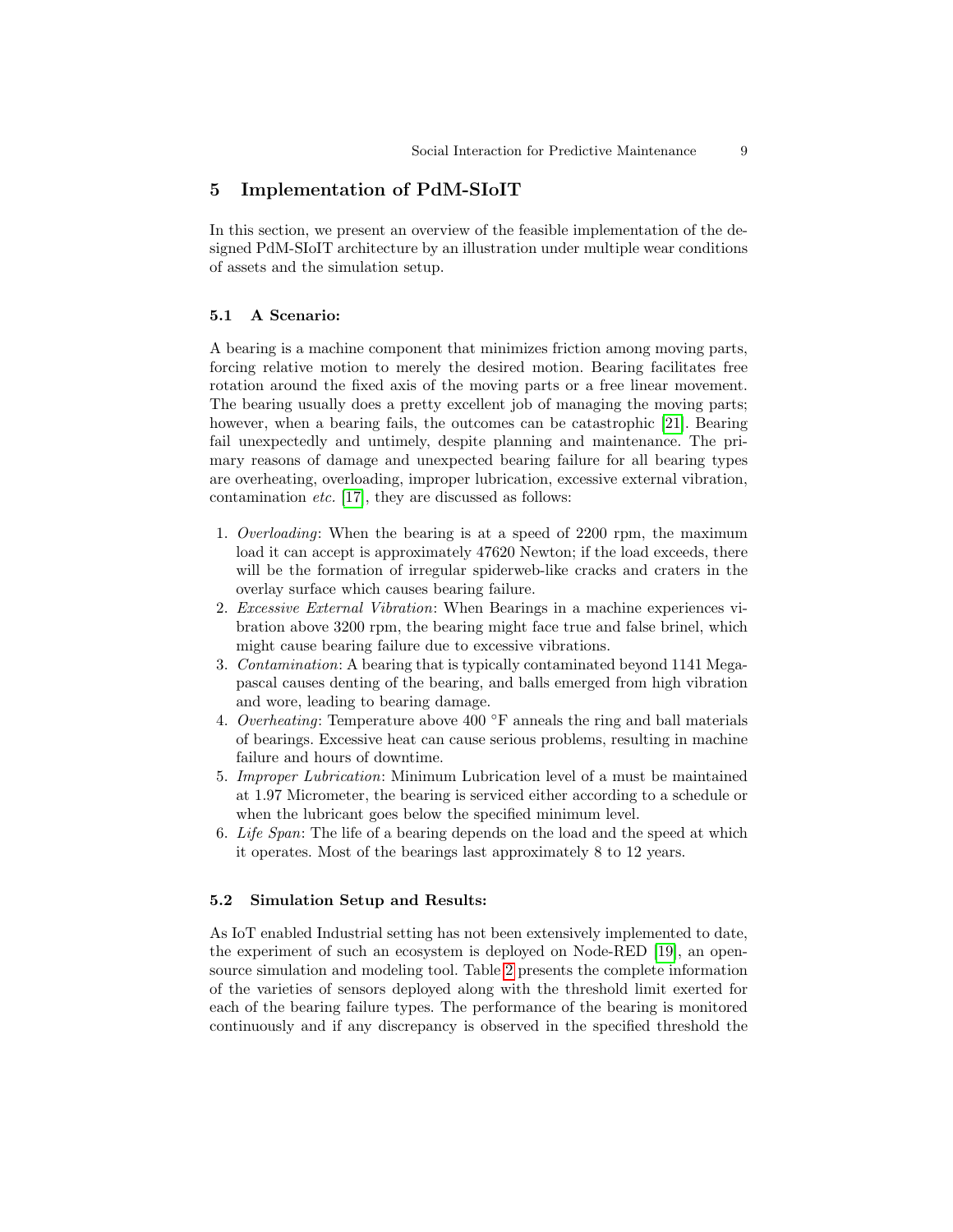## 5 Implementation of PdM-SIoIT

In this section, we present an overview of the feasible implementation of the designed PdM-SIoIT architecture by an illustration under multiple wear conditions of assets and the simulation setup.

### 5.1 A Scenario:

A bearing is a machine component that minimizes friction among moving parts, forcing relative motion to merely the desired motion. Bearing facilitates free rotation around the fixed axis of the moving parts or a free linear movement. The bearing usually does a pretty excellent job of managing the moving parts; however, when a bearing fails, the outcomes can be catastrophic [21]. Bearing fail unexpectedly and untimely, despite planning and maintenance. The primary reasons of damage and unexpected bearing failure for all bearing types are overheating, overloading, improper lubrication, excessive external vibration, contamination *etc.* [17], they are discussed as follows:

1. *Overloading*: When the bearing is at a speed of 2200 rpm, the maximum load it can accept is approximately 47620 Newton; if the load exceeds, there will be the formation of irregular spiderweb-like cracks and craters in the overlay surface which causes bearing failure.
2. *Excessive External Vibration*: When Bearings in a machine experiences vibration above 3200 rpm, the bearing might face true and false brinel, which might cause bearing failure due to excessive vibrations.
3. *Contamination*: A bearing that is typically contaminated beyond 1141 Megapascal causes denting of the bearing, and balls emerged from high vibration and wore, leading to bearing damage.
4. *Overheating*: Temperature above 400 °F anneals the ring and ball materials of bearings. Excessive heat can cause serious problems, resulting in machine failure and hours of downtime.
5. *Improper Lubrication*: Minimum Lubrication level of a must be maintained at 1.97 Micrometer, the bearing is serviced either according to a schedule or when the lubricant goes below the specified minimum level.
6. *Life Span*: The life of a bearing depends on the load and the speed at which it operates. Most of the bearings last approximately 8 to 12 years.

### 5.2 Simulation Setup and Results:

As IoT enabled Industrial setting has not been extensively implemented to date, the experiment of such an ecosystem is deployed on Node-RED [19], an open-source simulation and modeling tool. Table 2 presents the complete information of the varieties of sensors deployed along with the threshold limit exerted for each of the bearing failure types. The performance of the bearing is monitored continuously and if any discrepancy is observed in the specified threshold the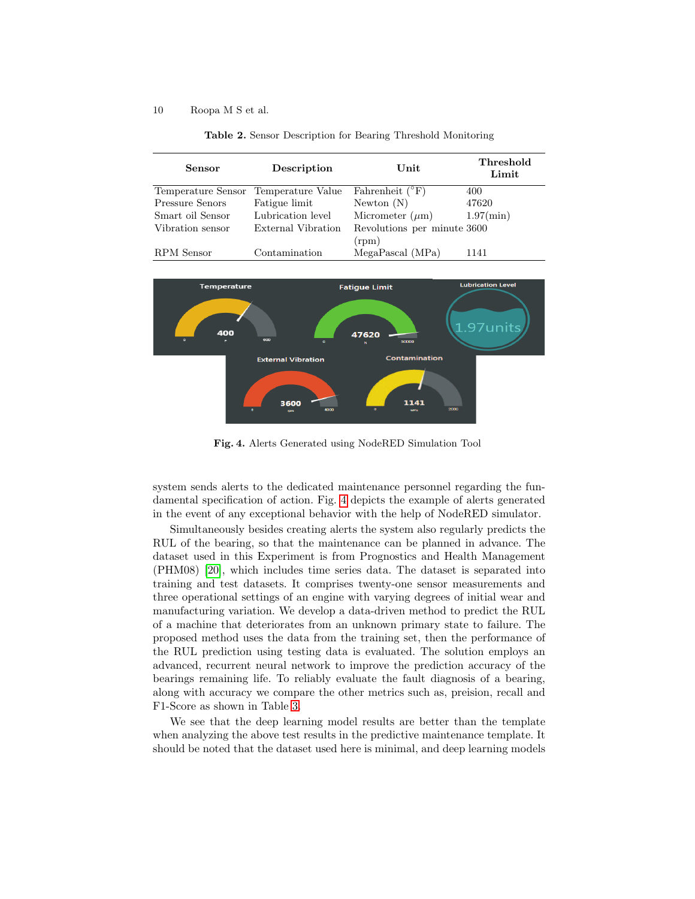**Table 2.** Sensor Description for Bearing Threshold Monitoring

| Sensor | Description | Unit | Threshold Limit |
|---|---|---|---|
| Temperature Sensor | Temperature Value | Fahrenheit (°F) | 400 |
| Pressure Senors | Fatigue limit | Newton (N) | 47620 |
| Smart oil Sensor | Lubrication level | Micrometer ($\mu$m) | 1.97(min) |
| Vibration sensor | External Vibration | Revolutions per minute (rpm) | 3600 |
| RPM Sensor | Contamination | MegaPascal (MPa) | 1141 |

**Fig. 4.** Alerts Generated using NodeRED Simulation Tool

system sends alerts to the dedicated maintenance personnel regarding the fundamental specification of action. Fig. 4 depicts the example of alerts generated in the event of any exceptional behavior with the help of NodeRED simulator.

Simultaneously besides creating alerts the system also regularly predicts the RUL of the bearing, so that the maintenance can be planned in advance. The dataset used in this Experiment is from Prognostics and Health Management (PHM08) [20], which includes time series data. The dataset is separated into training and test datasets. It comprises twenty-one sensor measurements and three operational settings of an engine with varying degrees of initial wear and manufacturing variation. We develop a data-driven method to predict the RUL of a machine that deteriorates from an unknown primary state to failure. The proposed method uses the data from the training set, then the performance of the RUL prediction using testing data is evaluated. The solution employs an advanced, recurrent neural network to improve the prediction accuracy of the bearings remaining life. To reliably evaluate the fault diagnosis of a bearing, along with accuracy we compare the other metrics such as, preision, recall and F1-Score as shown in Table 3.

We see that the deep learning model results are better than the template when analyzing the above test results in the predictive maintenance template. It should be noted that the dataset used here is minimal, and deep learning models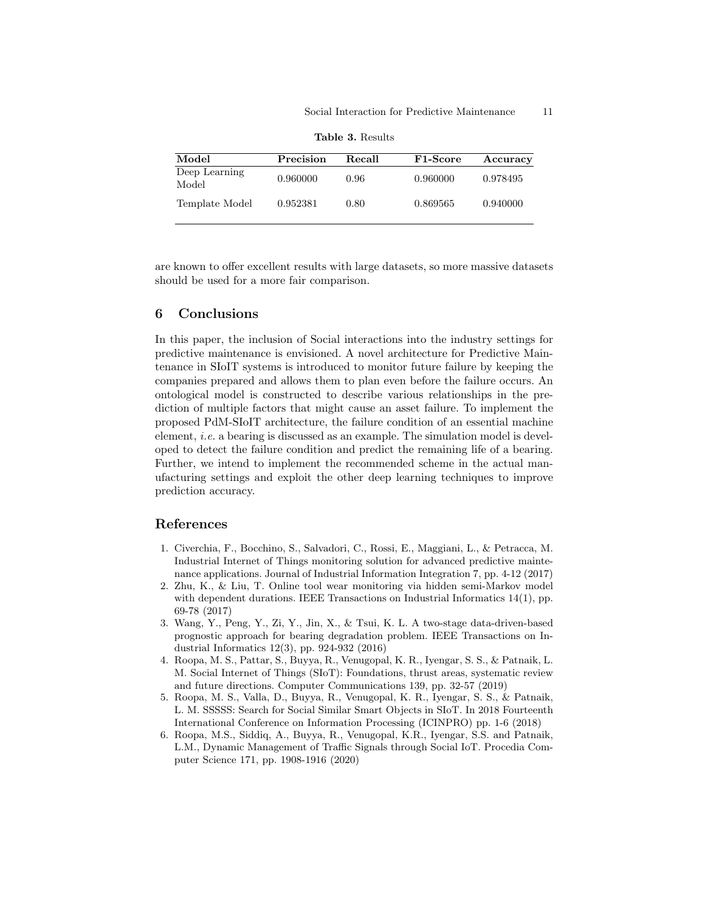**Table 3.** Results

| Model | Precision | Recall | F1-Score | Accuracy |
|---|---|---|---|---|
| Deep Learning Model | 0.960000 | 0.96 | 0.960000 | 0.978495 |
| Template Model | 0.952381 | 0.80 | 0.869565 | 0.940000 |

are known to offer excellent results with large datasets, so more massive datasets should be used for a more fair comparison.

## 6 Conclusions

In this paper, the inclusion of Social interactions into the industry settings for predictive maintenance is envisioned. A novel architecture for Predictive Maintenance in SIoIT systems is introduced to monitor future failure by keeping the companies prepared and allows them to plan even before the failure occurs. An ontological model is constructed to describe various relationships in the prediction of multiple factors that might cause an asset failure. To implement the proposed PdM-SIoIT architecture, the failure condition of an essential machine element, *i.e.* a bearing is discussed as an example. The simulation model is developed to detect the failure condition and predict the remaining life of a bearing. Further, we intend to implement the recommended scheme in the actual manufacturing settings and exploit the other deep learning techniques to improve prediction accuracy.

## References

1. Civerchia, F., Bocchino, S., Salvadori, C., Rossi, E., Maggiani, L., & Petracca, M. Industrial Internet of Things monitoring solution for advanced predictive maintenance applications. Journal of Industrial Information Integration 7, pp. 4-12 (2017)
2. Zhu, K., & Liu, T. Online tool wear monitoring via hidden semi-Markov model with dependent durations. IEEE Transactions on Industrial Informatics 14(1), pp. 69-78 (2017)
3. Wang, Y., Peng, Y., Zi, Y., Jin, X., & Tsui, K. L. A two-stage data-driven-based prognostic approach for bearing degradation problem. IEEE Transactions on Industrial Informatics 12(3), pp. 924-932 (2016)
4. Roopa, M. S., Pattar, S., Buyya, R., Venugopal, K. R., Iyengar, S. S., & Patnaik, L. M. Social Internet of Things (SIoT): Foundations, thrust areas, systematic review and future directions. Computer Communications 139, pp. 32-57 (2019)
5. Roopa, M. S., Valla, D., Buyya, R., Venugopal, K. R., Iyengar, S. S., & Patnaik, L. M. SSSSS: Search for Social Similar Smart Objects in SIoT. In 2018 Fourteenth International Conference on Information Processing (ICINPRO) pp. 1-6 (2018)
6. Roopa, M.S., Siddiq, A., Buyya, R., Venugopal, K.R., Iyengar, S.S. and Patnaik, L.M., Dynamic Management of Traffic Signals through Social IoT. Procedia Computer Science 171, pp. 1908-1916 (2020)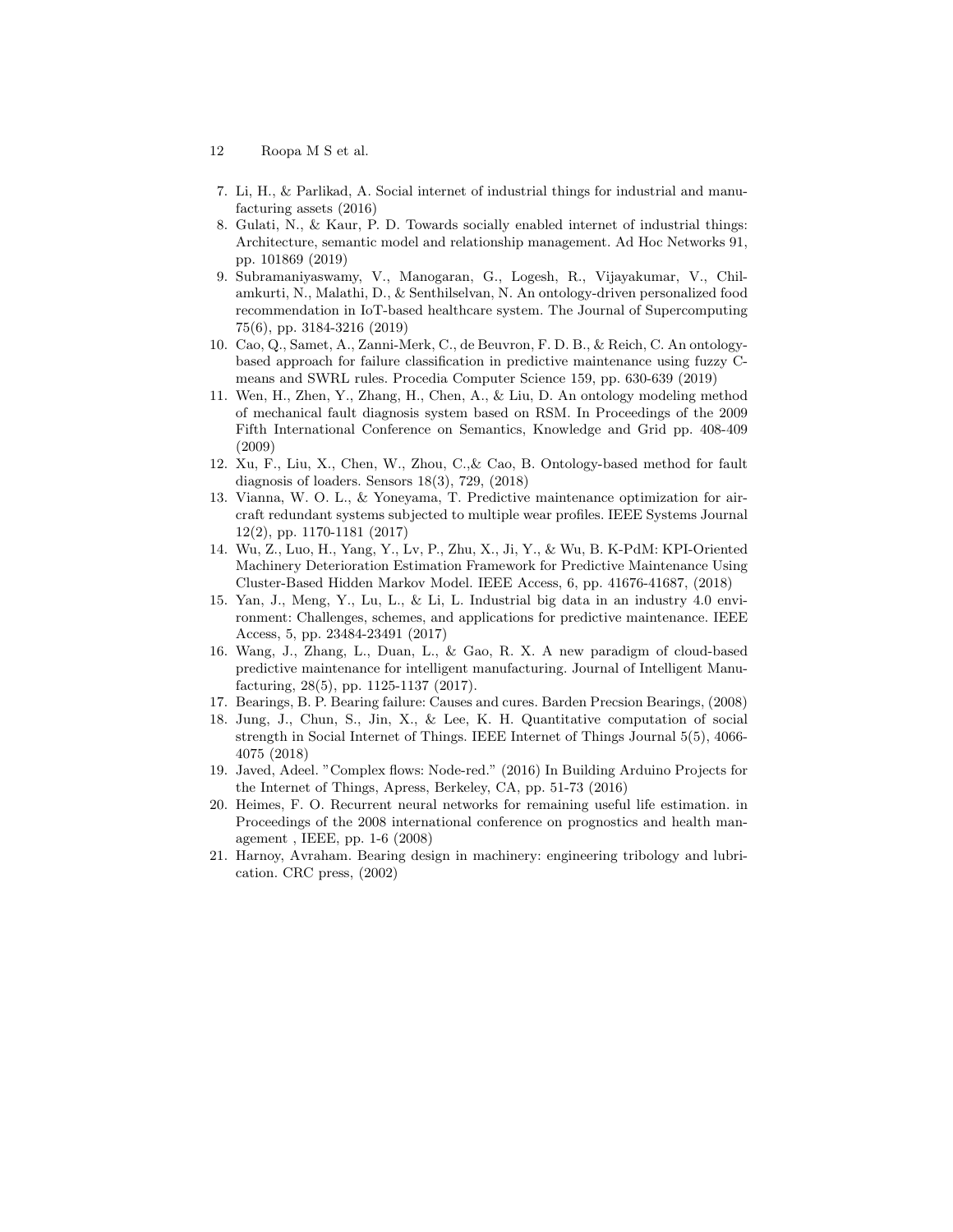7. Li, H., & Parlikad, A. Social internet of industrial things for industrial and manufacturing assets (2016)
8. Gulati, N., & Kaur, P. D. Towards socially enabled internet of industrial things: Architecture, semantic model and relationship management. Ad Hoc Networks 91, pp. 101869 (2019)
9. Subramaniyaswamy, V., Manogaran, G., Logesh, R., Vijayakumar, V., Chilamkurti, N., Malathi, D., & Senthilselvan, N. An ontology-driven personalized food recommendation in IoT-based healthcare system. The Journal of Supercomputing 75(6), pp. 3184-3216 (2019)
10. Cao, Q., Samet, A., Zanni-Merk, C., de Beuvron, F. D. B., & Reich, C. An ontology-based approach for failure classification in predictive maintenance using fuzzy C-means and SWRL rules. Procedia Computer Science 159, pp. 630-639 (2019)
11. Wen, H., Zhen, Y., Zhang, H., Chen, A., & Liu, D. An ontology modeling method of mechanical fault diagnosis system based on RSM. In Proceedings of the 2009 Fifth International Conference on Semantics, Knowledge and Grid pp. 408-409 (2009)
12. Xu, F., Liu, X., Chen, W., Zhou, C.,& Cao, B. Ontology-based method for fault diagnosis of loaders. Sensors 18(3), 729, (2018)
13. Vianna, W. O. L., & Yoneyama, T. Predictive maintenance optimization for aircraft redundant systems subjected to multiple wear profiles. IEEE Systems Journal 12(2), pp. 1170-1181 (2017)
14. Wu, Z., Luo, H., Yang, Y., Lv, P., Zhu, X., Ji, Y., & Wu, B. K-PdM: KPI-Oriented Machinery Deterioration Estimation Framework for Predictive Maintenance Using Cluster-Based Hidden Markov Model. IEEE Access, 6, pp. 41676-41687, (2018)
15. Yan, J., Meng, Y., Lu, L., & Li, L. Industrial big data in an industry 4.0 environment: Challenges, schemes, and applications for predictive maintenance. IEEE Access, 5, pp. 23484-23491 (2017)
16. Wang, J., Zhang, L., Duan, L., & Gao, R. X. A new paradigm of cloud-based predictive maintenance for intelligent manufacturing. Journal of Intelligent Manufacturing, 28(5), pp. 1125-1137 (2017).
17. Bearings, B. P. Bearing failure: Causes and cures. Barden Precsion Bearings, (2008)
18. Jung, J., Chun, S., Jin, X., & Lee, K. H. Quantitative computation of social strength in Social Internet of Things. IEEE Internet of Things Journal 5(5), 4066-4075 (2018)
19. Javed, Adeel. "Complex flows: Node-red." (2016) In Building Arduino Projects for the Internet of Things, Apress, Berkeley, CA, pp. 51-73 (2016)
20. Heimes, F. O. Recurrent neural networks for remaining useful life estimation. in Proceedings of the 2008 international conference on prognostics and health management , IEEE, pp. 1-6 (2008)
21. Harnoy, Avraham. Bearing design in machinery: engineering tribology and lubrication. CRC press, (2002)